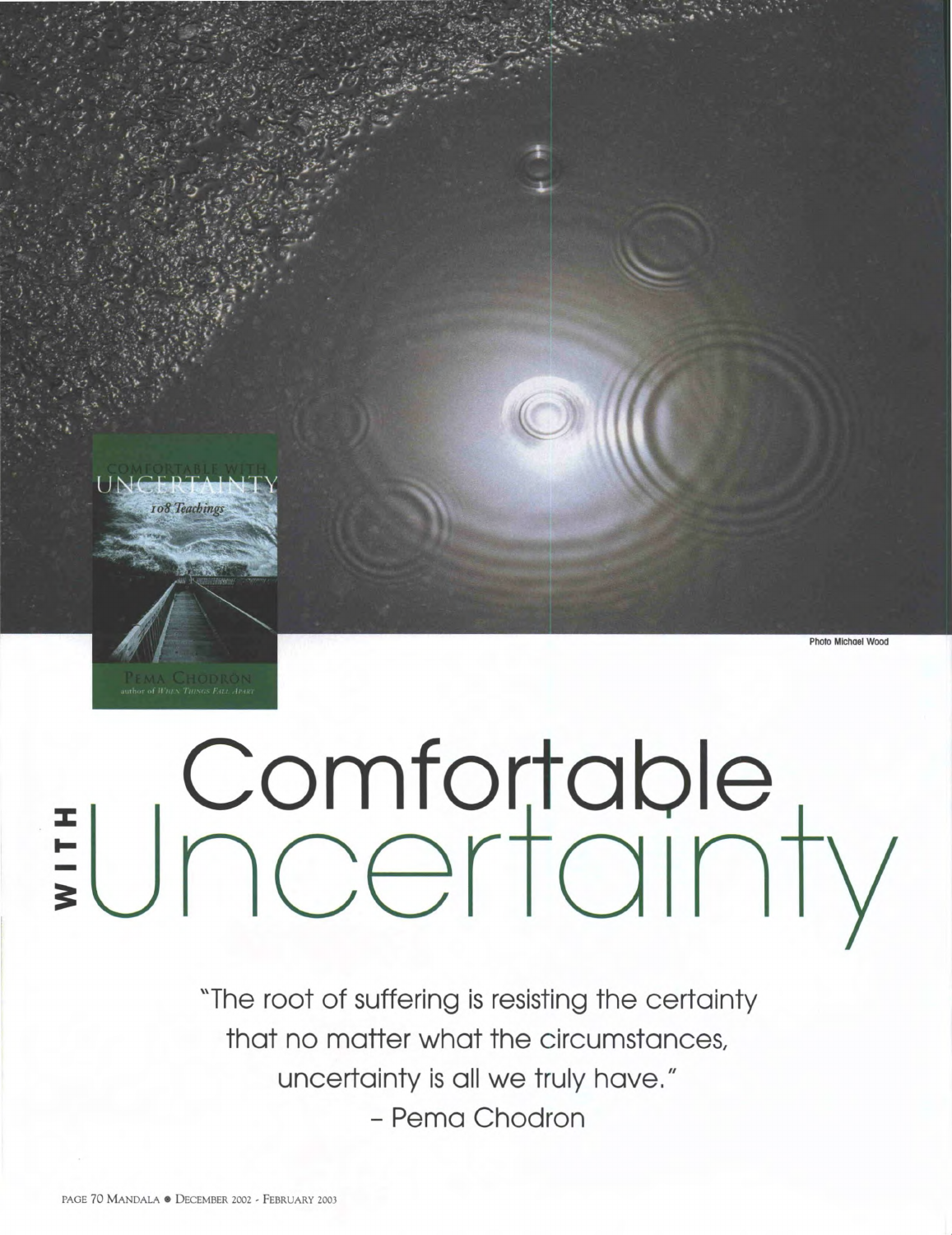Photo Michael Wood

# Comfortable WITH Uncertainty

"The root of suffering is resisting the certainty that no matter what the circumstances, uncertainty is all we truly have."
– Pema Chodron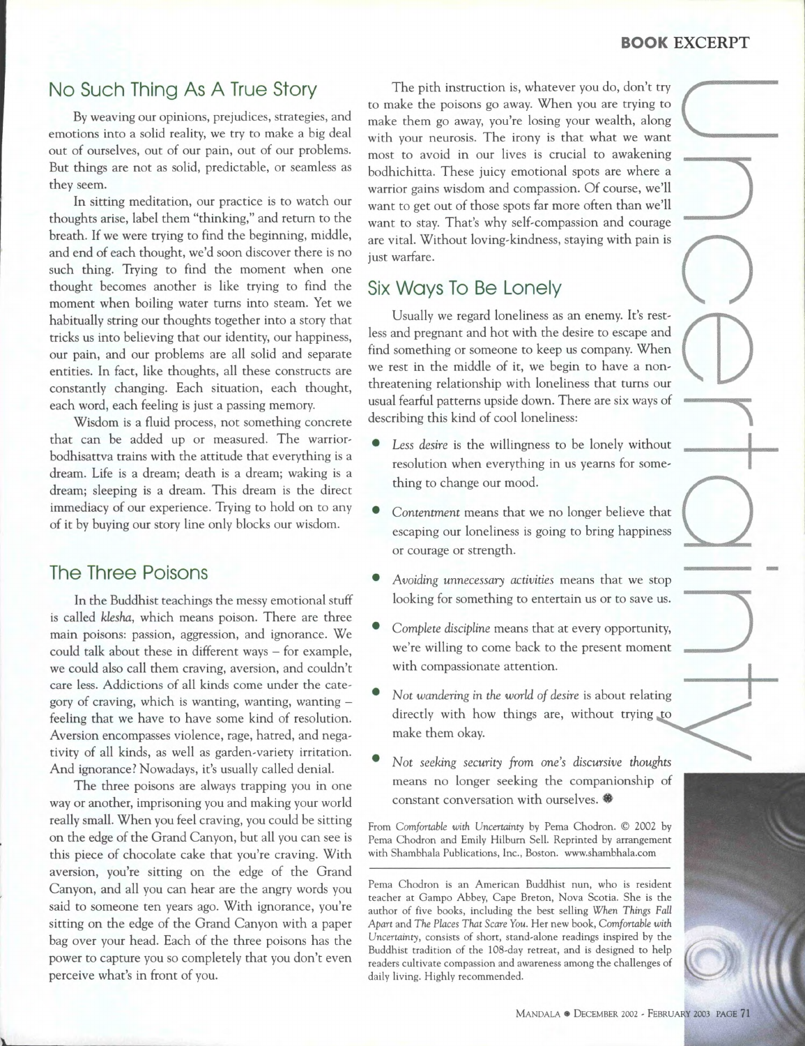## No Such Thing As A True Story

By weaving our opinions, prejudices, strategies, and emotions into a solid reality, we try to make a big deal out of ourselves, out of our pain, out of our problems. But things are not as solid, predictable, or seamless as they seem.

In sitting meditation, our practice is to watch our thoughts arise, label them "thinking," and return to the breath. If we were trying to find the beginning, middle, and end of each thought, we'd soon discover there is no such thing. Trying to find the moment when one thought becomes another is like trying to find the moment when boiling water turns into steam. Yet we habitually string our thoughts together into a story that tricks us into believing that our identity, our happiness, our pain, and our problems are all solid and separate entities. In fact, like thoughts, all these constructs are constantly changing. Each situation, each thought, each word, each feeling is just a passing memory.

Wisdom is a fluid process, not something concrete that can be added up or measured. The warrior-bodhisattva trains with the attitude that everything is a dream. Life is a dream; death is a dream; waking is a dream; sleeping is a dream. This dream is the direct immediacy of our experience. Trying to hold on to any of it by buying our story line only blocks our wisdom.

## The Three Poisons

In the Buddhist teachings the messy emotional stuff is called *klesha*, which means poison. There are three main poisons: passion, aggression, and ignorance. We could talk about these in different ways – for example, we could also call them craving, aversion, and couldn't care less. Addictions of all kinds come under the category of craving, which is wanting, wanting, wanting – feeling that we have to have some kind of resolution. Aversion encompasses violence, rage, hatred, and negativity of all kinds, as well as garden-variety irritation. And ignorance? Nowadays, it's usually called denial.

The three poisons are always trapping you in one way or another, imprisoning you and making your world really small. When you feel craving, you could be sitting on the edge of the Grand Canyon, but all you can see is this piece of chocolate cake that you're craving. With aversion, you're sitting on the edge of the Grand Canyon, and all you can hear are the angry words you said to someone ten years ago. With ignorance, you're sitting on the edge of the Grand Canyon with a paper bag over your head. Each of the three poisons has the power to capture you so completely that you don't even perceive what's in front of you.

The pith instruction is, whatever you do, don't try to make the poisons go away. When you are trying to make them go away, you're losing your wealth, along with your neurosis. The irony is that what we want most to avoid in our lives is crucial to awakening bodhichitta. These juicy emotional spots are where a warrior gains wisdom and compassion. Of course, we'll want to get out of those spots far more often than we'll want to stay. That's why self-compassion and courage are vital. Without loving-kindness, staying with pain is just warfare.

## Six Ways To Be Lonely

Usually we regard loneliness as an enemy. It's restless and pregnant and hot with the desire to escape and find something or someone to keep us company. When we rest in the middle of it, we begin to have a non-threatening relationship with loneliness that turns our usual fearful patterns upside down. There are six ways of describing this kind of cool loneliness:

- *Less desire* is the willingness to be lonely without resolution when everything in us yearns for something to change our mood.
- *Contentment* means that we no longer believe that escaping our loneliness is going to bring happiness or courage or strength.
- *Avoiding unnecessary activities* means that we stop looking for something to entertain us or to save us.
- *Complete discipline* means that at every opportunity, we're willing to come back to the present moment with compassionate attention.
- *Not wandering in the world of desire* is about relating directly with how things are, without trying to make them okay.
- *Not seeking security from one's discursive thoughts* means no longer seeking the companionship of constant conversation with ourselves.

From *Comfortable with Uncertainty* by Pema Chodron. © 2002 by Pema Chodron and Emily Hilburn Sell. Reprinted by arrangement with Shambhala Publications, Inc., Boston. www.shambhala.com

---

Pema Chodron is an American Buddhist nun, who is resident teacher at Gampo Abbey, Cape Breton, Nova Scotia. She is the author of five books, including the best selling *When Things Fall Apart* and *The Places That Scare You*. Her new book, *Comfortable with Uncertainty*, consists of short, stand-alone readings inspired by the Buddhist tradition of the 108-day retreat, and is designed to help readers cultivate compassion and awareness among the challenges of daily living. Highly recommended.